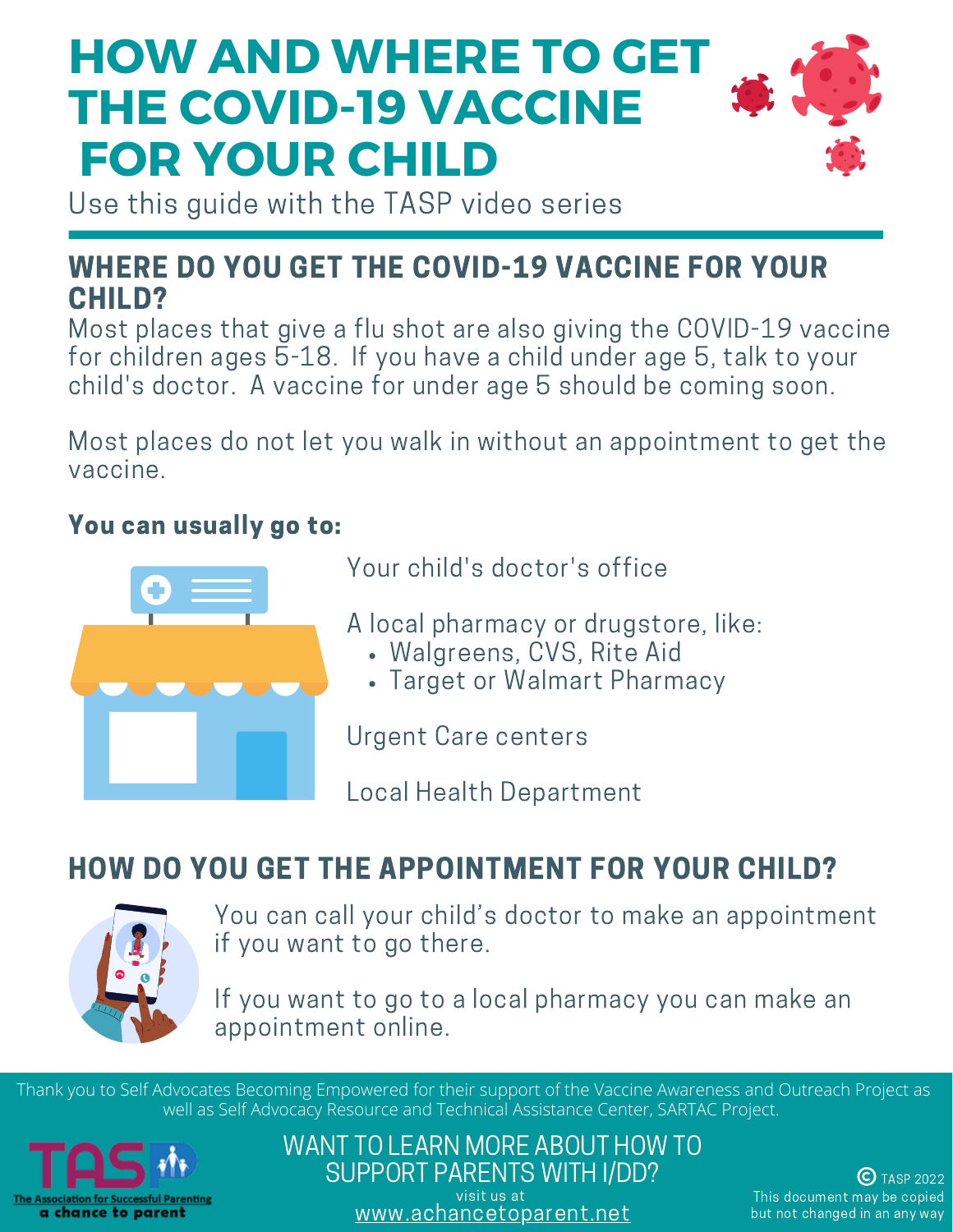# HOW AND WHERE TO GET THE COVID-19 VACCINE FOR YOUR CHILD

Use this guide with the TASP video series

## WHERE DO YOU GET THE COVID-19 VACCINE FOR YOUR CHILD?

Most places that give a flu shot are also giving the COVID-19 vaccine for children ages 5-18. If you have a child under age 5, talk to your child's doctor. A vaccine for under age 5 should be coming soon.

Most places do not let you walk in without an appointment to get the vaccine.

**You can usually go to:**

Your child's doctor's office

A local pharmacy or drugstore, like:

- Walgreens, CVS, Rite Aid
- Target or Walmart Pharmacy

Urgent Care centers

Local Health Department

## HOW DO YOU GET THE APPOINTMENT FOR YOUR CHILD?

You can call your child's doctor to make an appointment if you want to go there.

If you want to go to a local pharmacy you can make an appointment online.

Thank you to Self Advocates Becoming Empowered for their support of the Vaccine Awareness and Outreach Project as well as Self Advocacy Resource and Technical Assistance Center, SARTAC Project.

The Association for Successful Parenting
a chance to parent

WANT TO LEARN MORE ABOUT HOW TO SUPPORT PARENTS WITH I/DD?
visit us at
www.achancetoparent.net

© TASP 2022
This document may be copied but not changed in an any way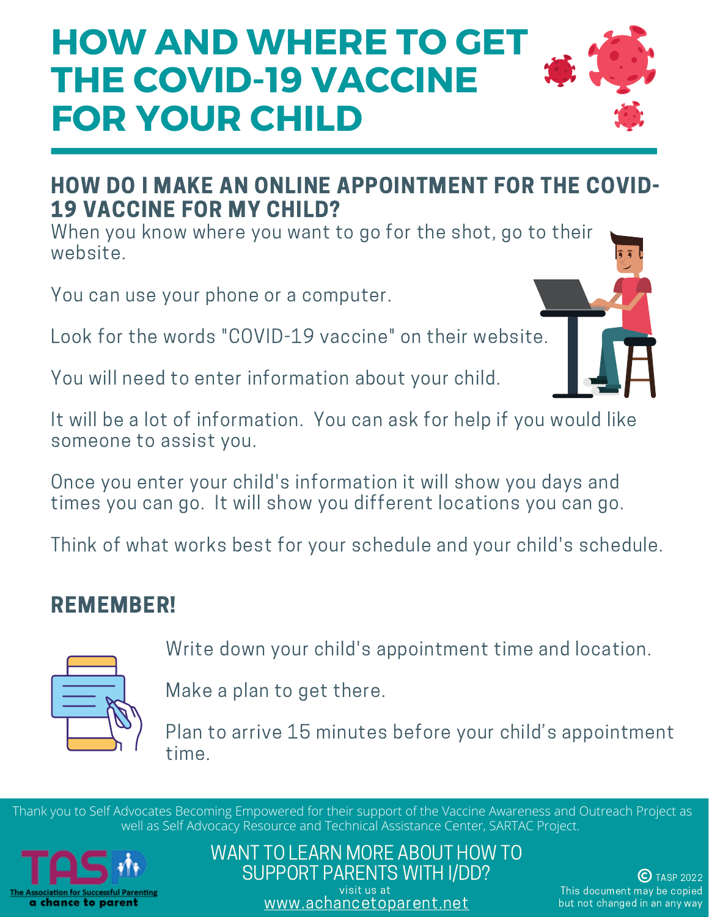# HOW AND WHERE TO GET THE COVID-19 VACCINE FOR YOUR CHILD

## HOW DO I MAKE AN ONLINE APPOINTMENT FOR THE COVID-19 VACCINE FOR MY CHILD?

When you know where you want to go for the shot, go to their website.

You can use your phone or a computer.

Look for the words "COVID-19 vaccine" on their website.

You will need to enter information about your child.

It will be a lot of information. You can ask for help if you would like someone to assist you.

Once you enter your child's information it will show you days and times you can go. It will show you different locations you can go.

Think of what works best for your schedule and your child's schedule.

## REMEMBER!

Write down your child's appointment time and location.

Make a plan to get there.

Plan to arrive 15 minutes before your child's appointment time.

Thank you to Self Advocates Becoming Empowered for their support of the Vaccine Awareness and Outreach Project as well as Self Advocacy Resource and Technical Assistance Center, SARTAC Project.

TASP The Association for Successful Parenting a chance to parent

WANT TO LEARN MORE ABOUT HOW TO SUPPORT PARENTS WITH I/DD?

visit us at www.achancetoparent.net

© TASP 2022
This document may be copied but not changed in an any way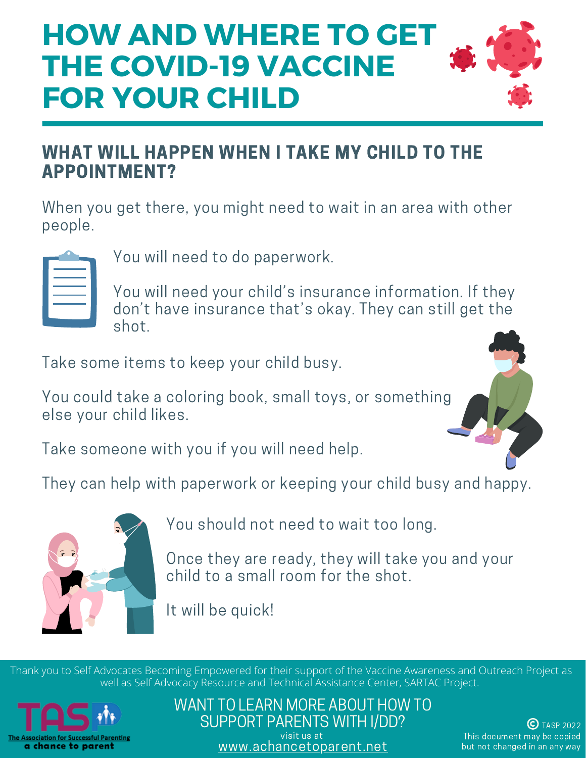# HOW AND WHERE TO GET THE COVID-19 VACCINE FOR YOUR CHILD

## WHAT WILL HAPPEN WHEN I TAKE MY CHILD TO THE APPOINTMENT?

When you get there, you might need to wait in an area with other people.

You will need to do paperwork.

You will need your child's insurance information. If they don't have insurance that's okay. They can still get the shot.

Take some items to keep your child busy.

You could take a coloring book, small toys, or something else your child likes.

Take someone with you if you will need help.

They can help with paperwork or keeping your child busy and happy.

You should not need to wait too long.

Once they are ready, they will take you and your child to a small room for the shot.

It will be quick!

Thank you to Self Advocates Becoming Empowered for their support of the Vaccine Awareness and Outreach Project as well as Self Advocacy Resource and Technical Assistance Center, SARTAC Project.

TASP The Association for Successful Parenting a chance to parent

WANT TO LEARN MORE ABOUT HOW TO SUPPORT PARENTS WITH I/DD?
visit us at
www.achancetoparent.net

© TASP 2022
This document may be copied but not changed in an any way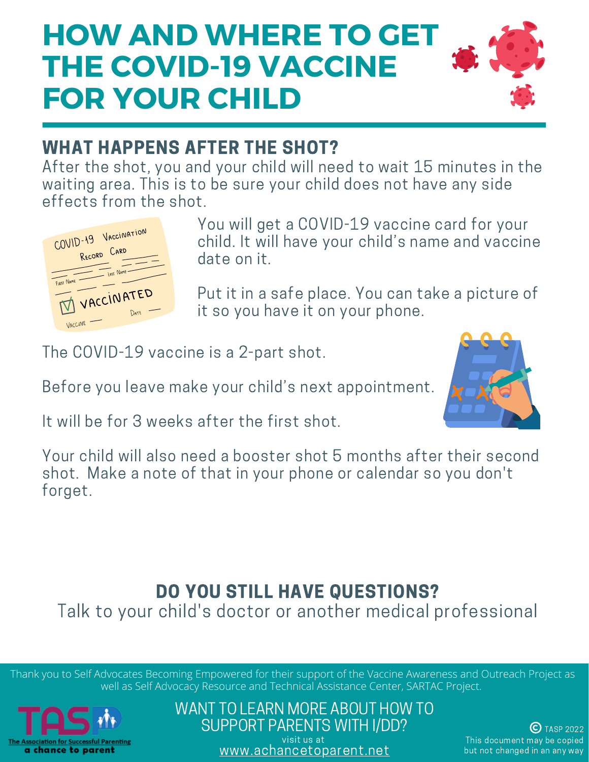# HOW AND WHERE TO GET THE COVID-19 VACCINE FOR YOUR CHILD

## WHAT HAPPENS AFTER THE SHOT?

After the shot, you and your child will need to wait 15 minutes in the waiting area. This is to be sure your child does not have any side effects from the shot.

You will get a COVID-19 vaccine card for your child. It will have your child's name and vaccine date on it.

Put it in a safe place. You can take a picture of it so you have it on your phone.

The COVID-19 vaccine is a 2-part shot.

Before you leave make your child's next appointment.

It will be for 3 weeks after the first shot.

Your child will also need a booster shot 5 months after their second shot. Make a note of that in your phone or calendar so you don't forget.

## DO YOU STILL HAVE QUESTIONS?

Talk to your child's doctor or another medical professional

Thank you to Self Advocates Becoming Empowered for their support of the Vaccine Awareness and Outreach Project as well as Self Advocacy Resource and Technical Assistance Center, SARTAC Project.

The Association for Successful Parenting
a chance to parent

WANT TO LEARN MORE ABOUT HOW TO SUPPORT PARENTS WITH I/DD?
visit us at
www.achancetoparent.net

© TASP 2022
This document may be copied but not changed in an any way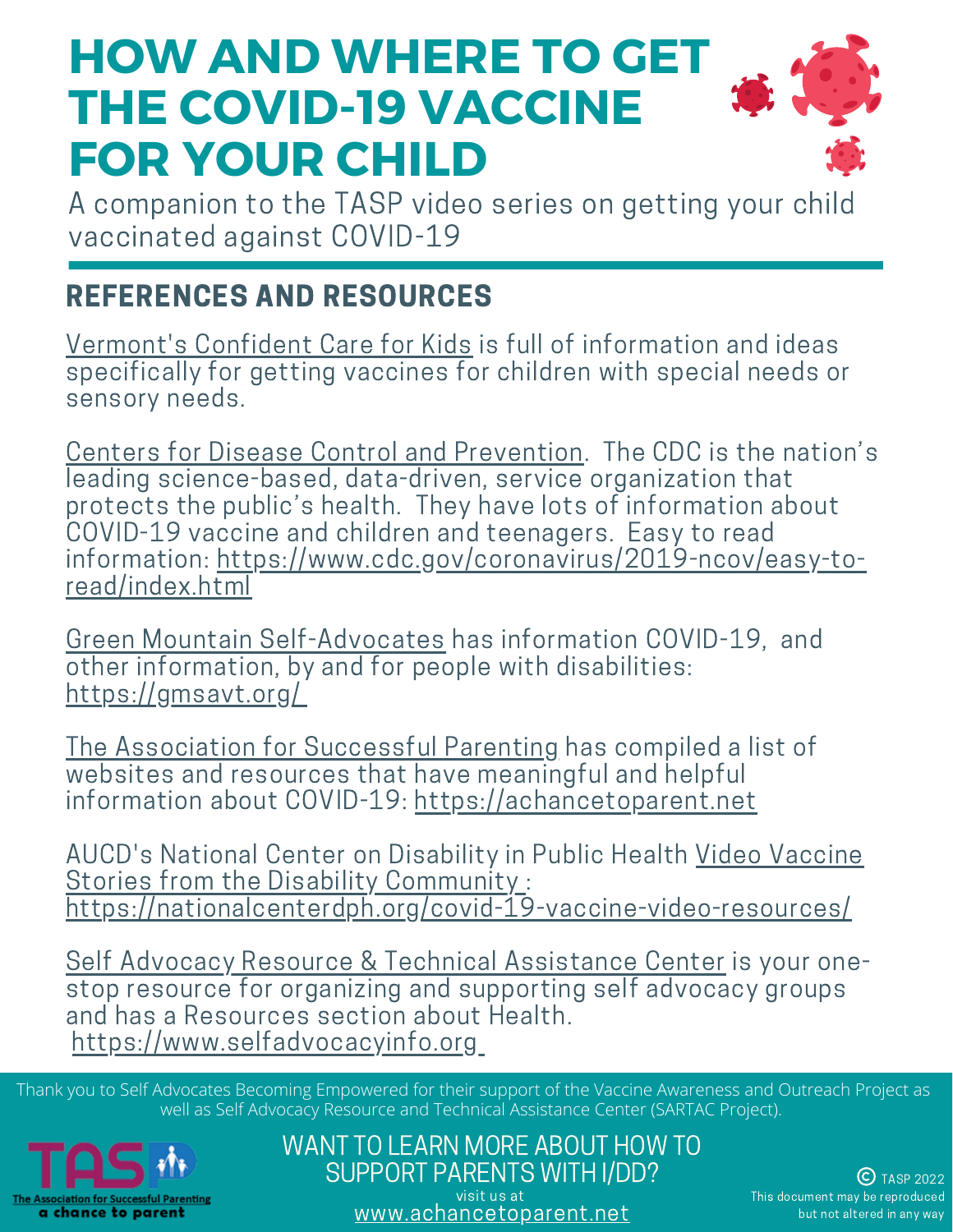# HOW AND WHERE TO GET THE COVID-19 VACCINE FOR YOUR CHILD

A companion to the TASP video series on getting your child vaccinated against COVID-19

## REFERENCES AND RESOURCES

Vermont's Confident Care for Kids is full of information and ideas specifically for getting vaccines for children with special needs or sensory needs.

Centers for Disease Control and Prevention. The CDC is the nation's leading science-based, data-driven, service organization that protects the public's health. They have lots of information about COVID-19 vaccine and children and teenagers. Easy to read information: https://www.cdc.gov/coronavirus/2019-ncov/easy-to-read/index.html

Green Mountain Self-Advocates has information COVID-19, and other information, by and for people with disabilities: https://gmsavt.org/

The Association for Successful Parenting has compiled a list of websites and resources that have meaningful and helpful information about COVID-19: https://achancetoparent.net

AUCD's National Center on Disability in Public Health Video Vaccine Stories from the Disability Community : https://nationalcenterdph.org/covid-19-vaccine-video-resources/

Self Advocacy Resource & Technical Assistance Center is your one-stop resource for organizing and supporting self advocacy groups and has a Resources section about Health. https://www.selfadvocacyinfo.org

Thank you to Self Advocates Becoming Empowered for their support of the Vaccine Awareness and Outreach Project as well as Self Advocacy Resource and Technical Assistance Center (SARTAC Project).

TASP
The Association for Successful Parenting
a chance to parent

WANT TO LEARN MORE ABOUT HOW TO SUPPORT PARENTS WITH I/DD?
visit us at
www.achancetoparent.net

© TASP 2022
This document may be reproduced but not altered in any way